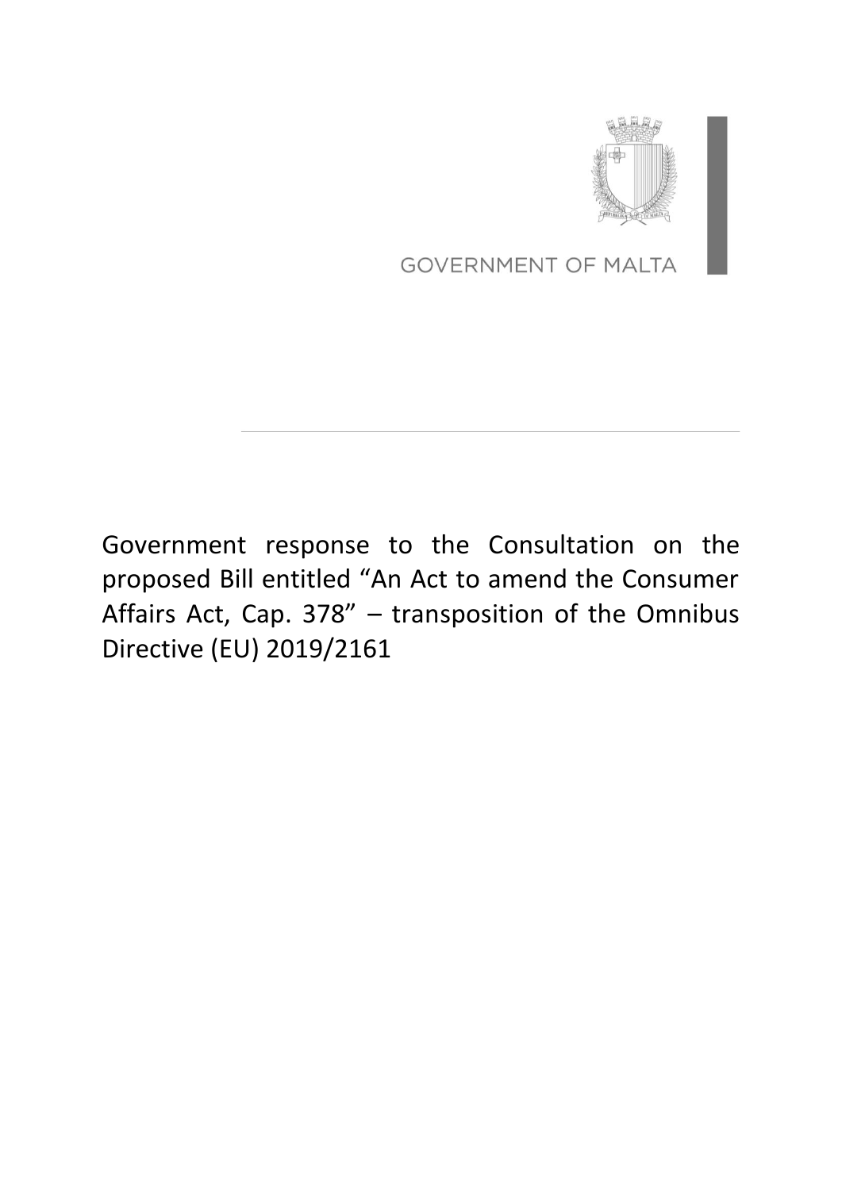GOVERNMENT OF MALTA

# Government response to the Consultation on the proposed Bill entitled "An Act to amend the Consumer Affairs Act, Cap. 378" – transposition of the Omnibus Directive (EU) 2019/2161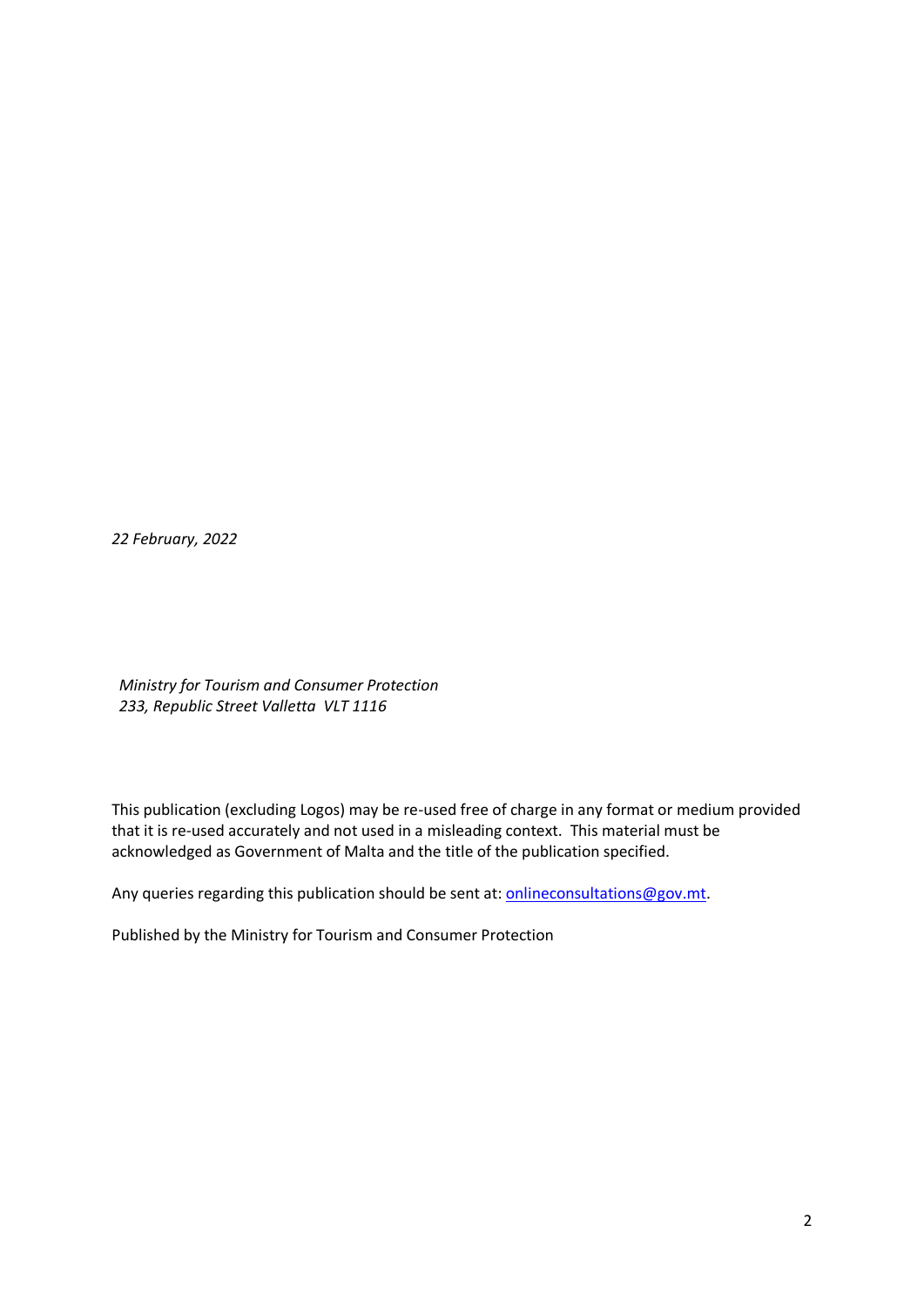*22 February, 2022*

*Ministry for Tourism and Consumer Protection*
*233, Republic Street Valletta VLT 1116*

This publication (excluding Logos) may be re-used free of charge in any format or medium provided that it is re-used accurately and not used in a misleading context. This material must be acknowledged as Government of Malta and the title of the publication specified.

Any queries regarding this publication should be sent at: onlineconsultations@gov.mt.

Published by the Ministry for Tourism and Consumer Protection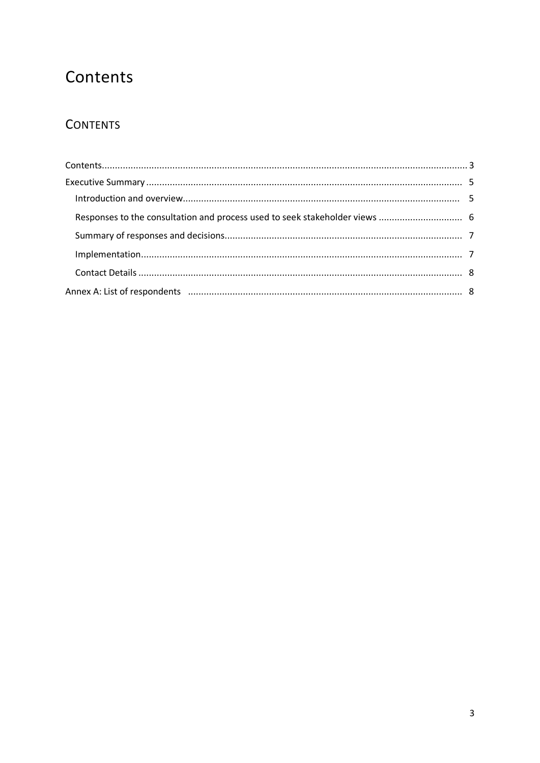# Contents

## Contents

- Contents ........ 3
- Executive Summary ........ 5
  - Introduction and overview ........ 5
  - Responses to the consultation and process used to seek stakeholder views ........ 6
  - Summary of responses and decisions ........ 7
  - Implementation ........ 7
  - Contact Details ........ 8
- Annex A: List of respondents ........ 8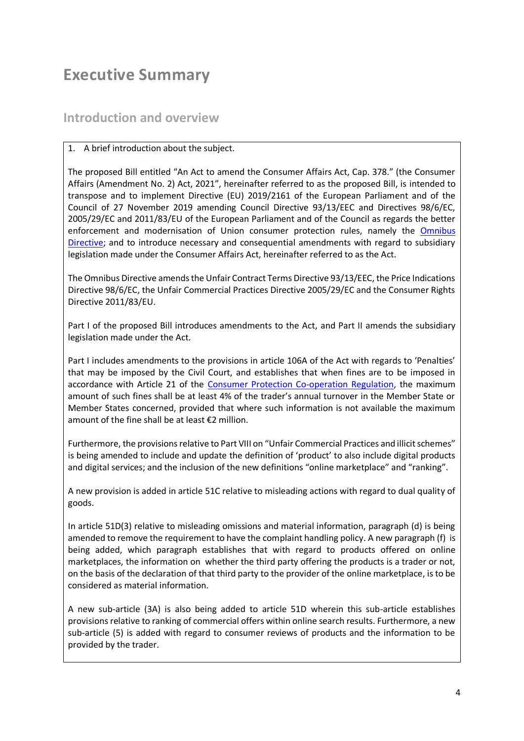# Executive Summary

## Introduction and overview

1. A brief introduction about the subject.

The proposed Bill entitled "An Act to amend the Consumer Affairs Act, Cap. 378." (the Consumer Affairs (Amendment No. 2) Act, 2021", hereinafter referred to as the proposed Bill, is intended to transpose and to implement Directive (EU) 2019/2161 of the European Parliament and of the Council of 27 November 2019 amending Council Directive 93/13/EEC and Directives 98/6/EC, 2005/29/EC and 2011/83/EU of the European Parliament and of the Council as regards the better enforcement and modernisation of Union consumer protection rules, namely the Omnibus Directive; and to introduce necessary and consequential amendments with regard to subsidiary legislation made under the Consumer Affairs Act, hereinafter referred to as the Act.

The Omnibus Directive amends the Unfair Contract Terms Directive 93/13/EEC, the Price Indications Directive 98/6/EC, the Unfair Commercial Practices Directive 2005/29/EC and the Consumer Rights Directive 2011/83/EU.

Part I of the proposed Bill introduces amendments to the Act, and Part II amends the subsidiary legislation made under the Act.

Part I includes amendments to the provisions in article 106A of the Act with regards to 'Penalties' that may be imposed by the Civil Court, and establishes that when fines are to be imposed in accordance with Article 21 of the Consumer Protection Co-operation Regulation, the maximum amount of such fines shall be at least 4% of the trader's annual turnover in the Member State or Member States concerned, provided that where such information is not available the maximum amount of the fine shall be at least €2 million.

Furthermore, the provisions relative to Part VIII on "Unfair Commercial Practices and illicit schemes" is being amended to include and update the definition of 'product' to also include digital products and digital services; and the inclusion of the new definitions "online marketplace" and "ranking".

A new provision is added in article 51C relative to misleading actions with regard to dual quality of goods.

In article 51D(3) relative to misleading omissions and material information, paragraph (d) is being amended to remove the requirement to have the complaint handling policy. A new paragraph (f) is being added, which paragraph establishes that with regard to products offered on online marketplaces, the information on whether the third party offering the products is a trader or not, on the basis of the declaration of that third party to the provider of the online marketplace, is to be considered as material information.

A new sub-article (3A) is also being added to article 51D wherein this sub-article establishes provisions relative to ranking of commercial offers within online search results. Furthermore, a new sub-article (5) is added with regard to consumer reviews of products and the information to be provided by the trader.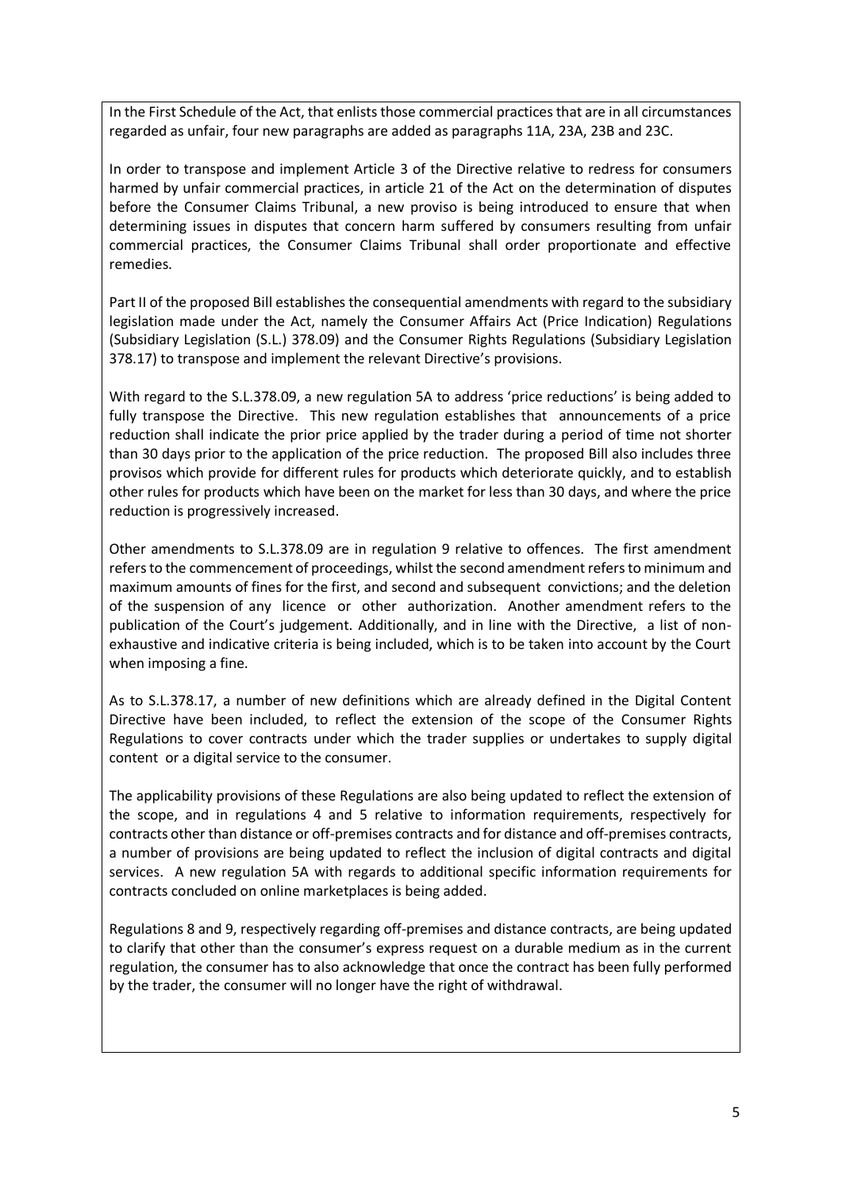In the First Schedule of the Act, that enlists those commercial practices that are in all circumstances regarded as unfair, four new paragraphs are added as paragraphs 11A, 23A, 23B and 23C.

In order to transpose and implement Article 3 of the Directive relative to redress for consumers harmed by unfair commercial practices, in article 21 of the Act on the determination of disputes before the Consumer Claims Tribunal, a new proviso is being introduced to ensure that when determining issues in disputes that concern harm suffered by consumers resulting from unfair commercial practices, the Consumer Claims Tribunal shall order proportionate and effective remedies.

Part II of the proposed Bill establishes the consequential amendments with regard to the subsidiary legislation made under the Act, namely the Consumer Affairs Act (Price Indication) Regulations (Subsidiary Legislation (S.L.) 378.09) and the Consumer Rights Regulations (Subsidiary Legislation 378.17) to transpose and implement the relevant Directive's provisions.

With regard to the S.L.378.09, a new regulation 5A to address 'price reductions' is being added to fully transpose the Directive. This new regulation establishes that announcements of a price reduction shall indicate the prior price applied by the trader during a period of time not shorter than 30 days prior to the application of the price reduction. The proposed Bill also includes three provisos which provide for different rules for products which deteriorate quickly, and to establish other rules for products which have been on the market for less than 30 days, and where the price reduction is progressively increased.

Other amendments to S.L.378.09 are in regulation 9 relative to offences. The first amendment refers to the commencement of proceedings, whilst the second amendment refers to minimum and maximum amounts of fines for the first, and second and subsequent convictions; and the deletion of the suspension of any licence or other authorization. Another amendment refers to the publication of the Court's judgement. Additionally, and in line with the Directive, a list of non-exhaustive and indicative criteria is being included, which is to be taken into account by the Court when imposing a fine.

As to S.L.378.17, a number of new definitions which are already defined in the Digital Content Directive have been included, to reflect the extension of the scope of the Consumer Rights Regulations to cover contracts under which the trader supplies or undertakes to supply digital content or a digital service to the consumer.

The applicability provisions of these Regulations are also being updated to reflect the extension of the scope, and in regulations 4 and 5 relative to information requirements, respectively for contracts other than distance or off-premises contracts and for distance and off-premises contracts, a number of provisions are being updated to reflect the inclusion of digital contracts and digital services. A new regulation 5A with regards to additional specific information requirements for contracts concluded on online marketplaces is being added.

Regulations 8 and 9, respectively regarding off-premises and distance contracts, are being updated to clarify that other than the consumer's express request on a durable medium as in the current regulation, the consumer has to also acknowledge that once the contract has been fully performed by the trader, the consumer will no longer have the right of withdrawal.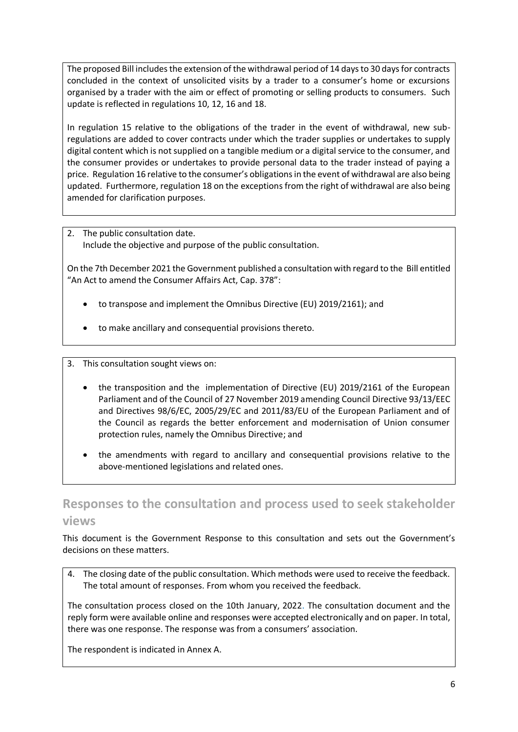The proposed Bill includes the extension of the withdrawal period of 14 days to 30 days for contracts concluded in the context of unsolicited visits by a trader to a consumer's home or excursions organised by a trader with the aim or effect of promoting or selling products to consumers. Such update is reflected in regulations 10, 12, 16 and 18.

In regulation 15 relative to the obligations of the trader in the event of withdrawal, new sub-regulations are added to cover contracts under which the trader supplies or undertakes to supply digital content which is not supplied on a tangible medium or a digital service to the consumer, and the consumer provides or undertakes to provide personal data to the trader instead of paying a price. Regulation 16 relative to the consumer's obligations in the event of withdrawal are also being updated. Furthermore, regulation 18 on the exceptions from the right of withdrawal are also being amended for clarification purposes.

2. The public consultation date.
   Include the objective and purpose of the public consultation.

On the 7th December 2021 the Government published a consultation with regard to the Bill entitled "An Act to amend the Consumer Affairs Act, Cap. 378":

- to transpose and implement the Omnibus Directive (EU) 2019/2161); and
- to make ancillary and consequential provisions thereto.

3. This consultation sought views on:

- the transposition and the implementation of Directive (EU) 2019/2161 of the European Parliament and of the Council of 27 November 2019 amending Council Directive 93/13/EEC and Directives 98/6/EC, 2005/29/EC and 2011/83/EU of the European Parliament and of the Council as regards the better enforcement and modernisation of Union consumer protection rules, namely the Omnibus Directive; and
- the amendments with regard to ancillary and consequential provisions relative to the above-mentioned legislations and related ones.

## Responses to the consultation and process used to seek stakeholder views

This document is the Government Response to this consultation and sets out the Government's decisions on these matters.

4. The closing date of the public consultation. Which methods were used to receive the feedback. The total amount of responses. From whom you received the feedback.

The consultation process closed on the 10th January, 2022. The consultation document and the reply form were available online and responses were accepted electronically and on paper. In total, there was one response. The response was from a consumers' association.

The respondent is indicated in Annex A.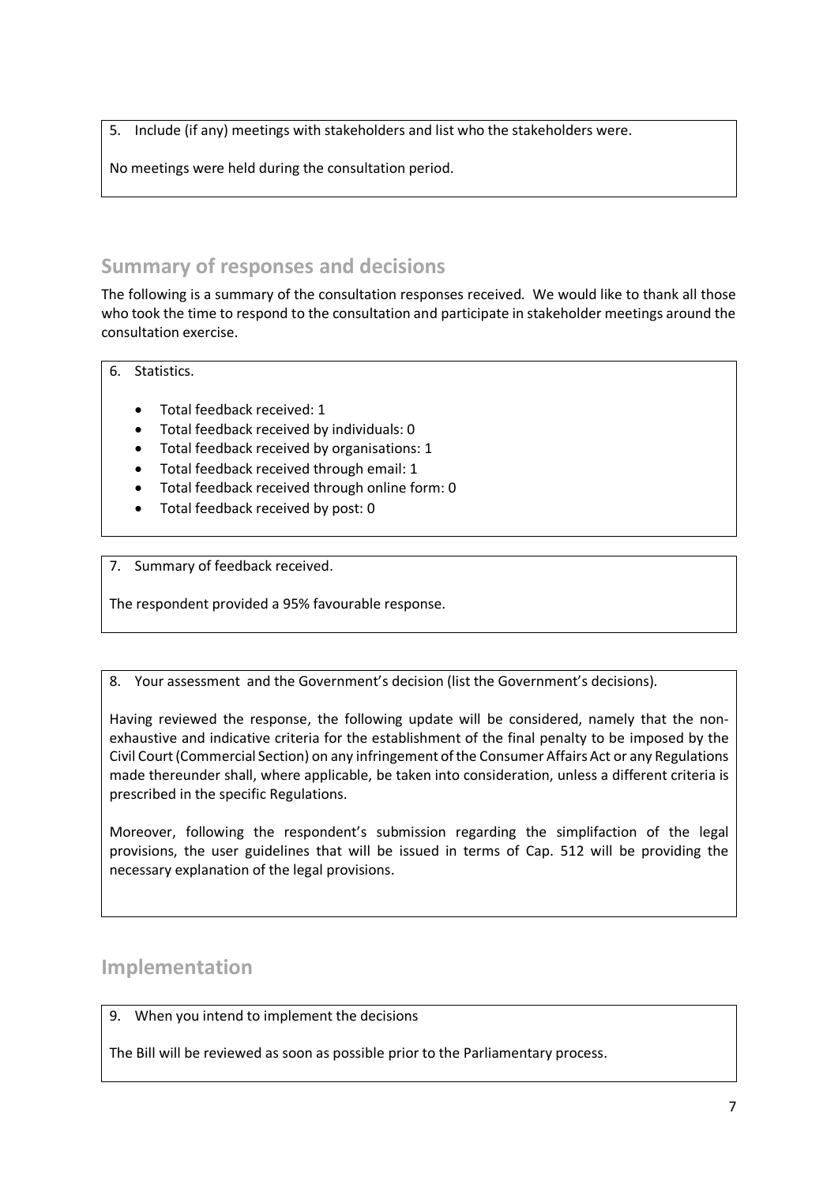5. Include (if any) meetings with stakeholders and list who the stakeholders were.

No meetings were held during the consultation period.

## Summary of responses and decisions

The following is a summary of the consultation responses received. We would like to thank all those who took the time to respond to the consultation and participate in stakeholder meetings around the consultation exercise.

6. Statistics.

- Total feedback received: 1
- Total feedback received by individuals: 0
- Total feedback received by organisations: 1
- Total feedback received through email: 1
- Total feedback received through online form: 0
- Total feedback received by post: 0

7. Summary of feedback received.

The respondent provided a 95% favourable response.

8. Your assessment and the Government's decision (list the Government's decisions).

Having reviewed the response, the following update will be considered, namely that the non-exhaustive and indicative criteria for the establishment of the final penalty to be imposed by the Civil Court (Commercial Section) on any infringement of the Consumer Affairs Act or any Regulations made thereunder shall, where applicable, be taken into consideration, unless a different criteria is prescribed in the specific Regulations.

Moreover, following the respondent's submission regarding the simplifaction of the legal provisions, the user guidelines that will be issued in terms of Cap. 512 will be providing the necessary explanation of the legal provisions.

## Implementation

9. When you intend to implement the decisions

The Bill will be reviewed as soon as possible prior to the Parliamentary process.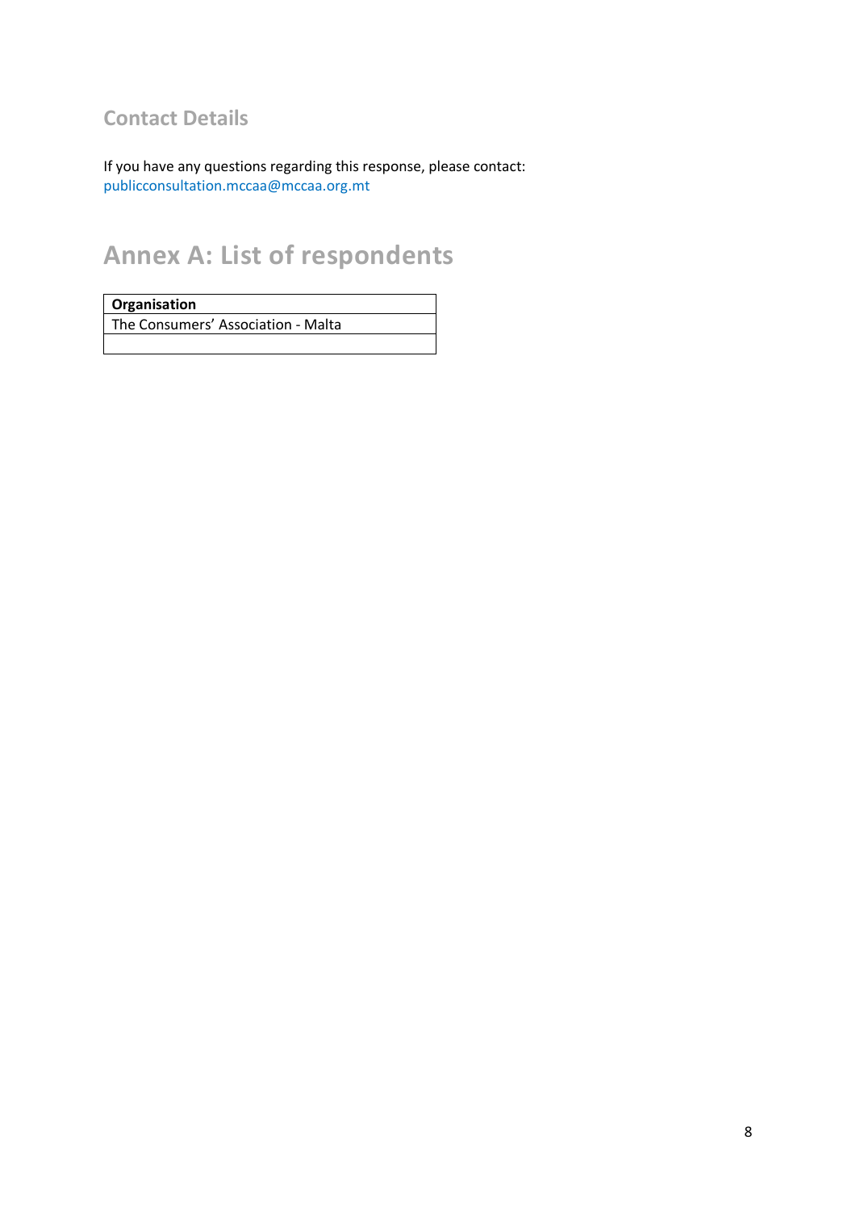## Contact Details

If you have any questions regarding this response, please contact:
publicconsultation.mccaa@mccaa.org.mt

# Annex A: List of respondents

| Organisation |
|---|
| The Consumers' Association - Malta |
| |